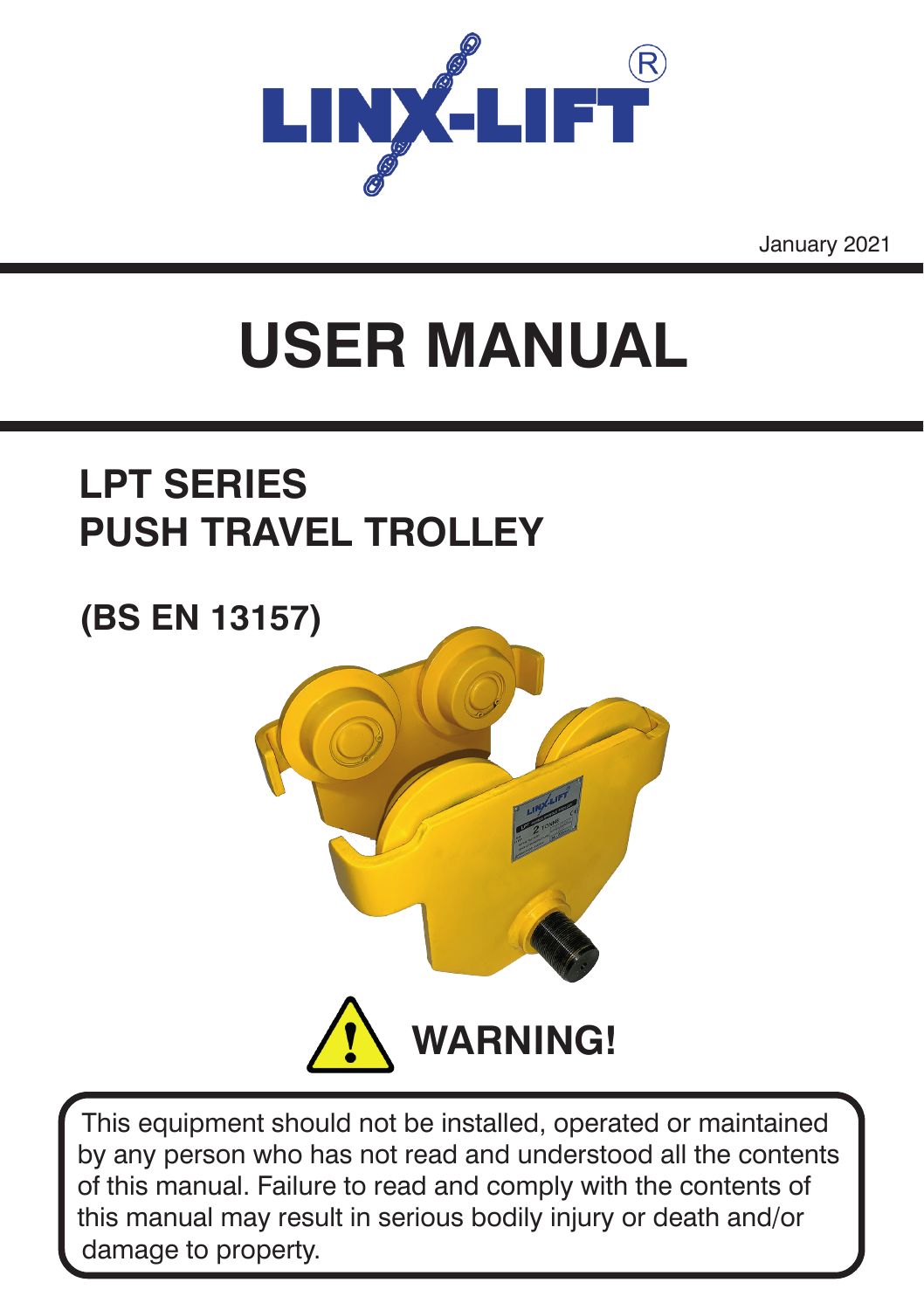LINX-LIFT®

January 2021

# USER MANUAL

## LPT SERIES
## PUSH TRAVEL TROLLEY

**(BS EN 13157)**

**WARNING!**

This equipment should not be installed, operated or maintained by any person who has not read and understood all the contents of this manual. Failure to read and comply with the contents of this manual may result in serious bodily injury or death and/or damage to property.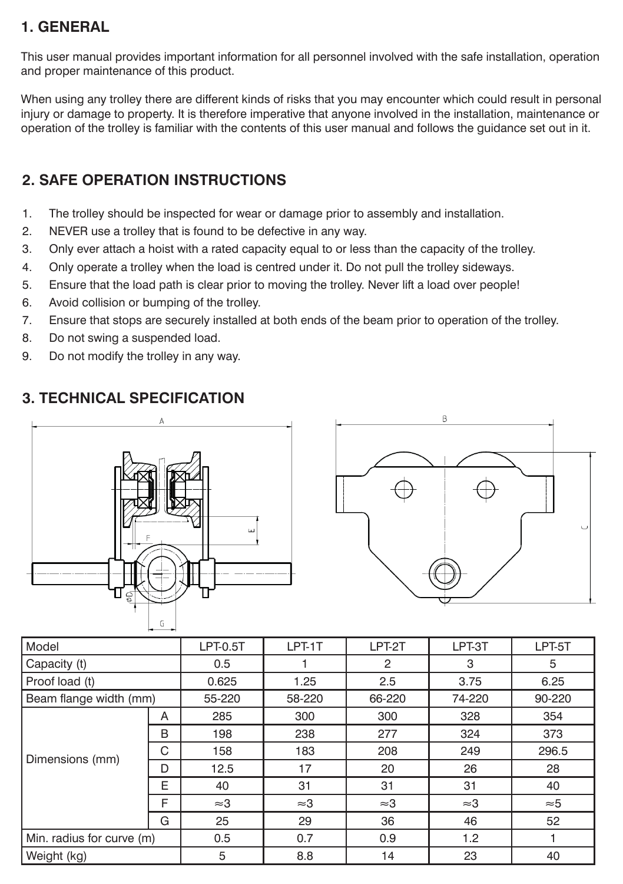## 1. GENERAL

This user manual provides important information for all personnel involved with the safe installation, operation and proper maintenance of this product.

When using any trolley there are different kinds of risks that you may encounter which could result in personal injury or damage to property. It is therefore imperative that anyone involved in the installation, maintenance or operation of the trolley is familiar with the contents of this user manual and follows the guidance set out in it.

## 2. SAFE OPERATION INSTRUCTIONS

1. The trolley should be inspected for wear or damage prior to assembly and installation.
2. NEVER use a trolley that is found to be defective in any way.
3. Only ever attach a hoist with a rated capacity equal to or less than the capacity of the trolley.
4. Only operate a trolley when the load is centred under it. Do not pull the trolley sideways.
5. Ensure that the load path is clear prior to moving the trolley. Never lift a load over people!
6. Avoid collision or bumping of the trolley.
7. Ensure that stops are securely installed at both ends of the beam prior to operation of the trolley.
8. Do not swing a suspended load.
9. Do not modify the trolley in any way.

## 3. TECHNICAL SPECIFICATION

| Model | | LPT-0.5T | LPT-1T | LPT-2T | LPT-3T | LPT-5T |
|---|---|---|---|---|---|---|
| Capacity (t) | | 0.5 | 1 | 2 | 3 | 5 |
| Proof load (t) | | 0.625 | 1.25 | 2.5 | 3.75 | 6.25 |
| Beam flange width (mm) | | 55-220 | 58-220 | 66-220 | 74-220 | 90-220 |
| Dimensions (mm) | A | 285 | 300 | 300 | 328 | 354 |
| | B | 198 | 238 | 277 | 324 | 373 |
| | C | 158 | 183 | 208 | 249 | 296.5 |
| | D | 12.5 | 17 | 20 | 26 | 28 |
| | E | 40 | 31 | 31 | 31 | 40 |
| | F | ≈3 | ≈3 | ≈3 | ≈3 | ≈5 |
| | G | 25 | 29 | 36 | 46 | 52 |
| Min. radius for curve (m) | | 0.5 | 0.7 | 0.9 | 1.2 | 1 |
| Weight (kg) | | 5 | 8.8 | 14 | 23 | 40 |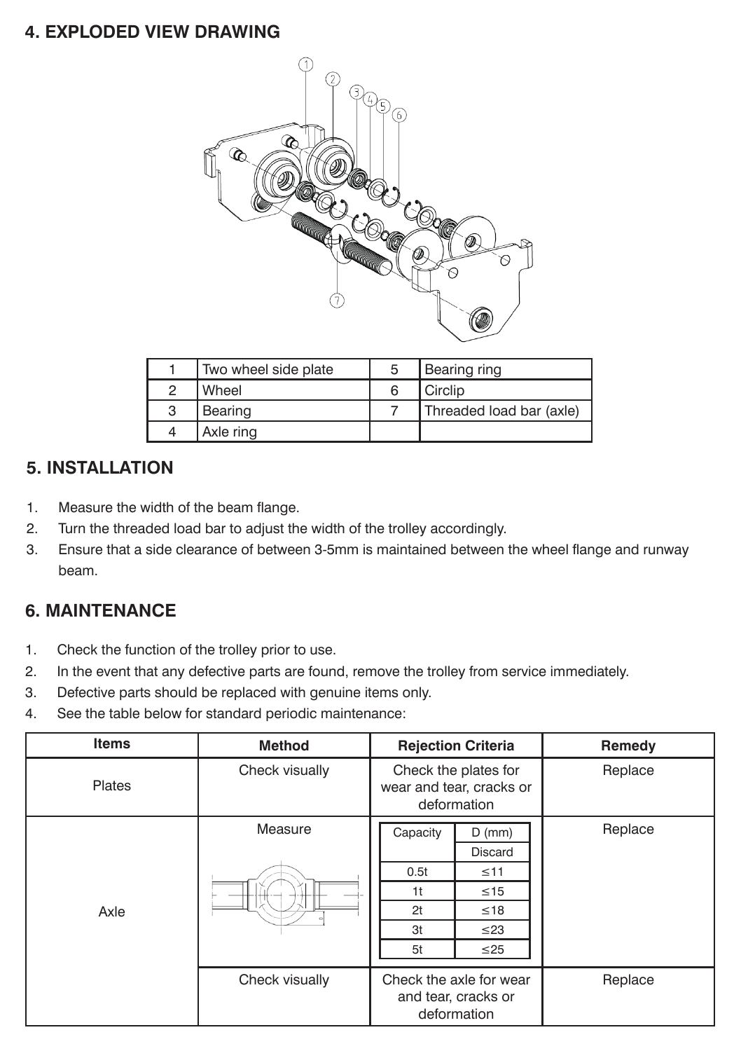## 4. EXPLODED VIEW DRAWING

| | | | |
|---|---|---|---|
| 1 | Two wheel side plate | 5 | Bearing ring |
| 2 | Wheel | 6 | Circlip |
| 3 | Bearing | 7 | Threaded load bar (axle) |
| 4 | Axle ring | | |

## 5. INSTALLATION

1. Measure the width of the beam flange.
2. Turn the threaded load bar to adjust the width of the trolley accordingly.
3. Ensure that a side clearance of between 3-5mm is maintained between the wheel flange and runway beam.

## 6. MAINTENANCE

1. Check the function of the trolley prior to use.
2. In the event that any defective parts are found, remove the trolley from service immediately.
3. Defective parts should be replaced with genuine items only.
4. See the table below for standard periodic maintenance:

| Items | Method | Rejection Criteria | Remedy |
|---|---|---|---|
| Plates | Check visually | Check the plates for wear and tear, cracks or deformation | Replace |
| Axle | Measure | Capacity / D (mm) Discard: 0.5t ≤11; 1t ≤15; 2t ≤18; 3t ≤23; 5t ≤25 | Replace |
| | Check visually | Check the axle for wear and tear, cracks or deformation | Replace |

| Capacity | D (mm) |
|---|---|
| | Discard |
| 0.5t | ≤11 |
| 1t | ≤15 |
| 2t | ≤18 |
| 3t | ≤23 |
| 5t | ≤25 |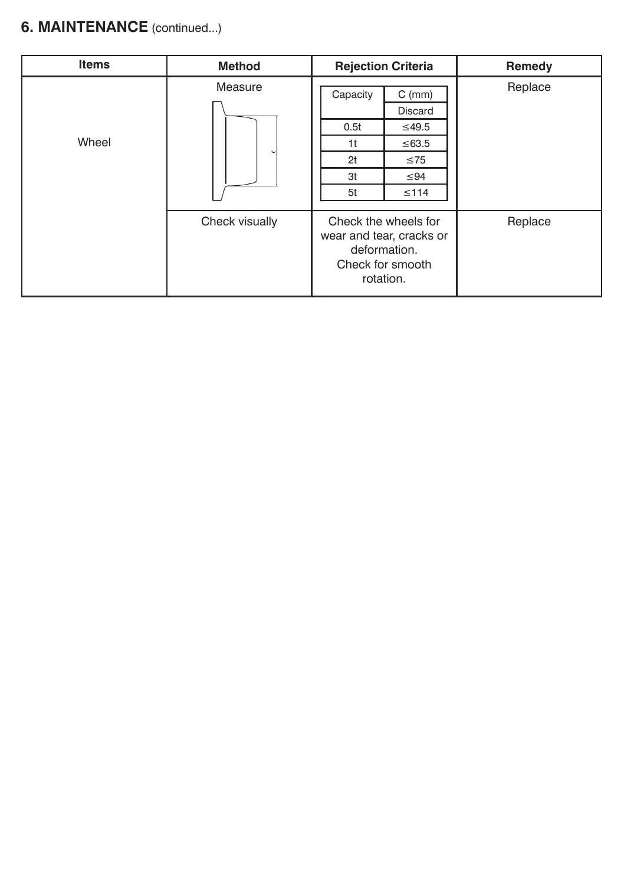## 6. MAINTENANCE (continued...)

| Items | Method | Rejection Criteria | Remedy |
|---|---|---|---|
| Wheel | Measure<br>c | Capacity / C (mm) Discard:<br>0.5t: ≤49.5<br>1t: ≤63.5<br>2t: ≤75<br>3t: ≤94<br>5t: ≤114 | Replace |
| | Check visually | Check the wheels for wear and tear, cracks or deformation.<br>Check for smooth rotation. | Replace |